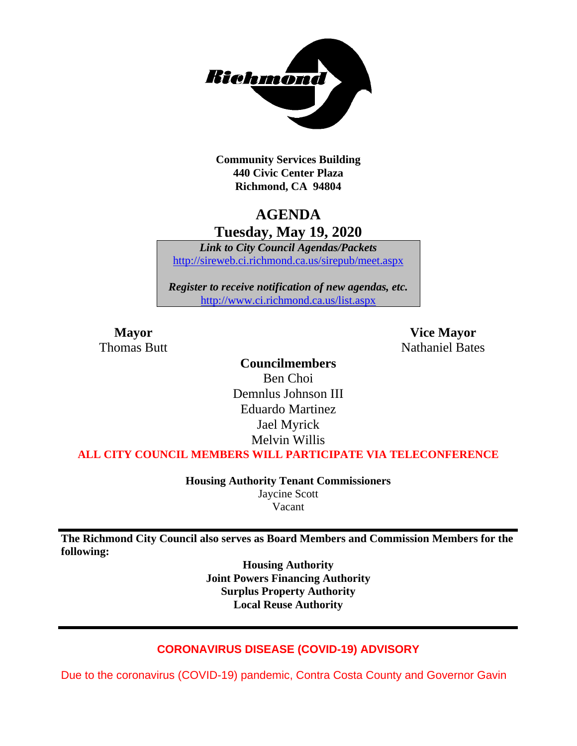**Community Services Building**
**440 Civic Center Plaza**
**Richmond, CA 94804**

# AGENDA
## Tuesday, May 19, 2020

***Link to City Council Agendas/Packets***
http://sireweb.ci.richmond.ca.us/sirepub/meet.aspx

***Register to receive notification of new agendas, etc.***
http://www.ci.richmond.ca.us/list.aspx

**Mayor**
Thomas Butt

**Vice Mayor**
Nathaniel Bates

**Councilmembers**
Ben Choi
Demnlus Johnson III
Eduardo Martinez
Jael Myrick
Melvin Willis

**ALL CITY COUNCIL MEMBERS WILL PARTICIPATE VIA TELECONFERENCE**

**Housing Authority Tenant Commissioners**
Jaycine Scott
Vacant

**The Richmond City Council also serves as Board Members and Commission Members for the following:**

**Housing Authority**
**Joint Powers Financing Authority**
**Surplus Property Authority**
**Local Reuse Authority**

**CORONAVIRUS DISEASE (COVID-19) ADVISORY**

Due to the coronavirus (COVID-19) pandemic, Contra Costa County and Governor Gavin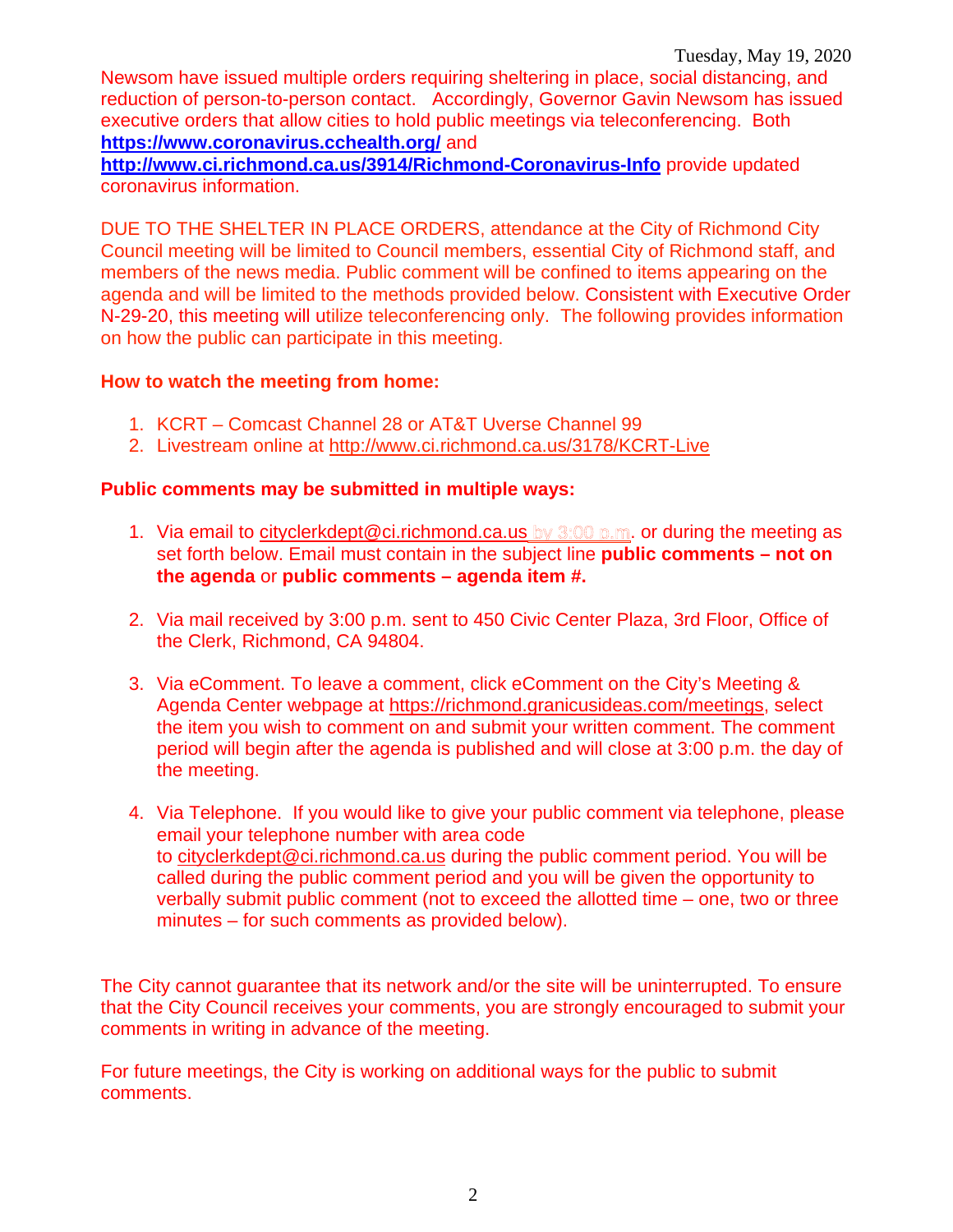Newsom have issued multiple orders requiring sheltering in place, social distancing, and reduction of person-to-person contact. Accordingly, Governor Gavin Newsom has issued executive orders that allow cities to hold public meetings via teleconferencing. Both **https://www.coronavirus.cchealth.org/** and **http://www.ci.richmond.ca.us/3914/Richmond-Coronavirus-Info** provide updated coronavirus information.

DUE TO THE SHELTER IN PLACE ORDERS, attendance at the City of Richmond City Council meeting will be limited to Council members, essential City of Richmond staff, and members of the news media. Public comment will be confined to items appearing on the agenda and will be limited to the methods provided below. Consistent with Executive Order N-29-20, this meeting will utilize teleconferencing only. The following provides information on how the public can participate in this meeting.

**How to watch the meeting from home:**

1. KCRT – Comcast Channel 28 or AT&T Uverse Channel 99
2. Livestream online at http://www.ci.richmond.ca.us/3178/KCRT-Live

**Public comments may be submitted in multiple ways:**

1. Via email to cityclerkdept@ci.richmond.ca.us by 3:00 p.m. or during the meeting as set forth below. Email must contain in the subject line **public comments – not on the agenda** or **public comments – agenda item #.**

2. Via mail received by 3:00 p.m. sent to 450 Civic Center Plaza, 3rd Floor, Office of the Clerk, Richmond, CA 94804.

3. Via eComment. To leave a comment, click eComment on the City's Meeting & Agenda Center webpage at https://richmond.granicusideas.com/meetings, select the item you wish to comment on and submit your written comment. The comment period will begin after the agenda is published and will close at 3:00 p.m. the day of the meeting.

4. Via Telephone. If you would like to give your public comment via telephone, please email your telephone number with area code to cityclerkdept@ci.richmond.ca.us during the public comment period. You will be called during the public comment period and you will be given the opportunity to verbally submit public comment (not to exceed the allotted time – one, two or three minutes – for such comments as provided below).

The City cannot guarantee that its network and/or the site will be uninterrupted. To ensure that the City Council receives your comments, you are strongly encouraged to submit your comments in writing in advance of the meeting.

For future meetings, the City is working on additional ways for the public to submit comments.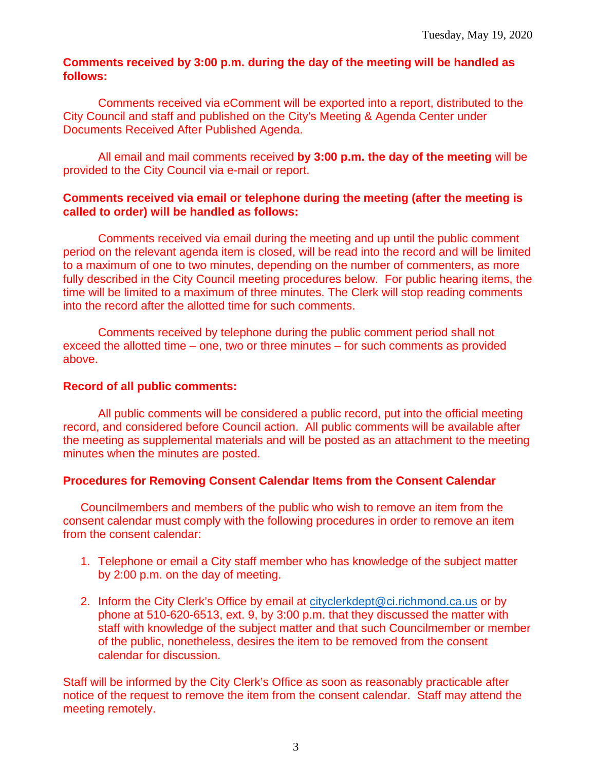**Comments received by 3:00 p.m. during the day of the meeting will be handled as follows:**

Comments received via eComment will be exported into a report, distributed to the City Council and staff and published on the City's Meeting & Agenda Center under Documents Received After Published Agenda.

All email and mail comments received **by 3:00 p.m. the day of the meeting** will be provided to the City Council via e-mail or report.

**Comments received via email or telephone during the meeting (after the meeting is called to order) will be handled as follows:**

Comments received via email during the meeting and up until the public comment period on the relevant agenda item is closed, will be read into the record and will be limited to a maximum of one to two minutes, depending on the number of commenters, as more fully described in the City Council meeting procedures below. For public hearing items, the time will be limited to a maximum of three minutes. The Clerk will stop reading comments into the record after the allotted time for such comments.

Comments received by telephone during the public comment period shall not exceed the allotted time – one, two or three minutes – for such comments as provided above.

**Record of all public comments:**

All public comments will be considered a public record, put into the official meeting record, and considered before Council action. All public comments will be available after the meeting as supplemental materials and will be posted as an attachment to the meeting minutes when the minutes are posted.

**Procedures for Removing Consent Calendar Items from the Consent Calendar**

Councilmembers and members of the public who wish to remove an item from the consent calendar must comply with the following procedures in order to remove an item from the consent calendar:

1. Telephone or email a City staff member who has knowledge of the subject matter by 2:00 p.m. on the day of meeting.

2. Inform the City Clerk's Office by email at cityclerkdept@ci.richmond.ca.us or by phone at 510-620-6513, ext. 9, by 3:00 p.m. that they discussed the matter with staff with knowledge of the subject matter and that such Councilmember or member of the public, nonetheless, desires the item to be removed from the consent calendar for discussion.

Staff will be informed by the City Clerk's Office as soon as reasonably practicable after notice of the request to remove the item from the consent calendar. Staff may attend the meeting remotely.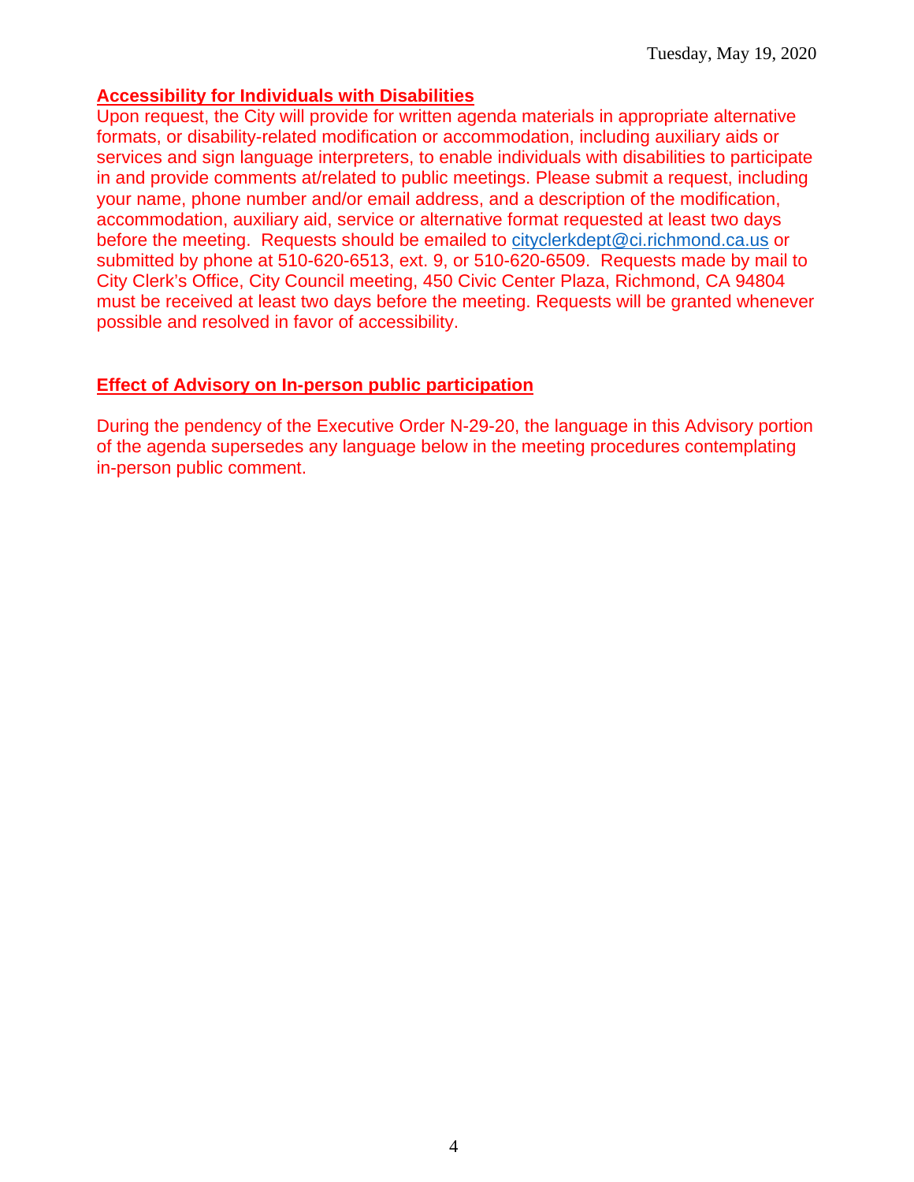**Accessibility for Individuals with Disabilities**

Upon request, the City will provide for written agenda materials in appropriate alternative formats, or disability-related modification or accommodation, including auxiliary aids or services and sign language interpreters, to enable individuals with disabilities to participate in and provide comments at/related to public meetings. Please submit a request, including your name, phone number and/or email address, and a description of the modification, accommodation, auxiliary aid, service or alternative format requested at least two days before the meeting. Requests should be emailed to cityclerkdept@ci.richmond.ca.us or submitted by phone at 510-620-6513, ext. 9, or 510-620-6509. Requests made by mail to City Clerk's Office, City Council meeting, 450 Civic Center Plaza, Richmond, CA 94804 must be received at least two days before the meeting. Requests will be granted whenever possible and resolved in favor of accessibility.

**Effect of Advisory on In-person public participation**

During the pendency of the Executive Order N-29-20, the language in this Advisory portion of the agenda supersedes any language below in the meeting procedures contemplating in-person public comment.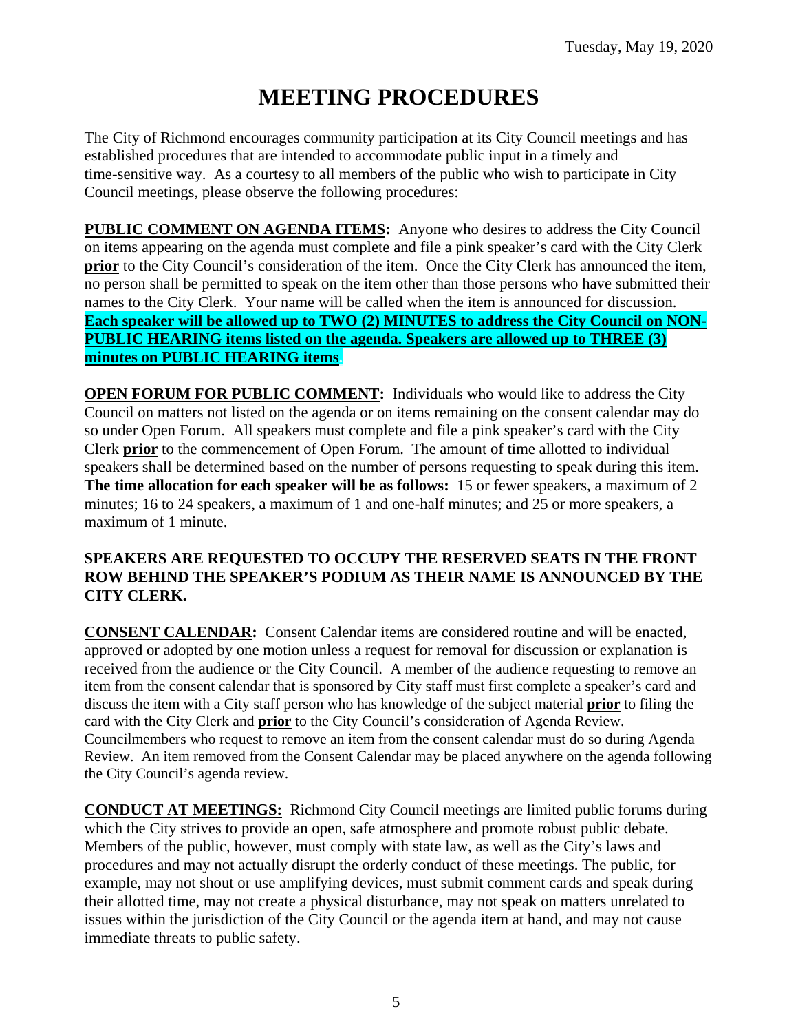Tuesday, May 19, 2020

# MEETING PROCEDURES

The City of Richmond encourages community participation at its City Council meetings and has established procedures that are intended to accommodate public input in a timely and time-sensitive way. As a courtesy to all members of the public who wish to participate in City Council meetings, please observe the following procedures:

**PUBLIC COMMENT ON AGENDA ITEMS:** Anyone who desires to address the City Council on items appearing on the agenda must complete and file a pink speaker's card with the City Clerk **prior** to the City Council's consideration of the item. Once the City Clerk has announced the item, no person shall be permitted to speak on the item other than those persons who have submitted their names to the City Clerk. Your name will be called when the item is announced for discussion. **Each speaker will be allowed up to TWO (2) MINUTES to address the City Council on NON-PUBLIC HEARING items listed on the agenda. Speakers are allowed up to THREE (3) minutes on PUBLIC HEARING items**.

**OPEN FORUM FOR PUBLIC COMMENT:** Individuals who would like to address the City Council on matters not listed on the agenda or on items remaining on the consent calendar may do so under Open Forum. All speakers must complete and file a pink speaker's card with the City Clerk **prior** to the commencement of Open Forum. The amount of time allotted to individual speakers shall be determined based on the number of persons requesting to speak during this item. **The time allocation for each speaker will be as follows:** 15 or fewer speakers, a maximum of 2 minutes; 16 to 24 speakers, a maximum of 1 and one-half minutes; and 25 or more speakers, a maximum of 1 minute.

**SPEAKERS ARE REQUESTED TO OCCUPY THE RESERVED SEATS IN THE FRONT ROW BEHIND THE SPEAKER'S PODIUM AS THEIR NAME IS ANNOUNCED BY THE CITY CLERK.**

**CONSENT CALENDAR:** Consent Calendar items are considered routine and will be enacted, approved or adopted by one motion unless a request for removal for discussion or explanation is received from the audience or the City Council. A member of the audience requesting to remove an item from the consent calendar that is sponsored by City staff must first complete a speaker's card and discuss the item with a City staff person who has knowledge of the subject material **prior** to filing the card with the City Clerk and **prior** to the City Council's consideration of Agenda Review. Councilmembers who request to remove an item from the consent calendar must do so during Agenda Review. An item removed from the Consent Calendar may be placed anywhere on the agenda following the City Council's agenda review.

**CONDUCT AT MEETINGS:** Richmond City Council meetings are limited public forums during which the City strives to provide an open, safe atmosphere and promote robust public debate. Members of the public, however, must comply with state law, as well as the City's laws and procedures and may not actually disrupt the orderly conduct of these meetings. The public, for example, may not shout or use amplifying devices, must submit comment cards and speak during their allotted time, may not create a physical disturbance, may not speak on matters unrelated to issues within the jurisdiction of the City Council or the agenda item at hand, and may not cause immediate threats to public safety.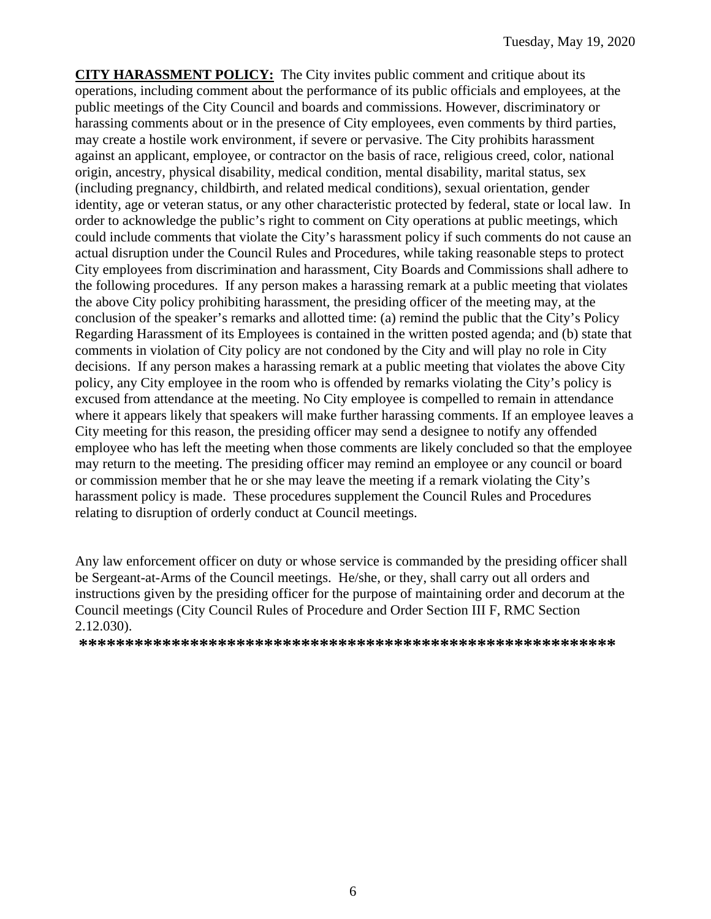**CITY HARASSMENT POLICY:** The City invites public comment and critique about its operations, including comment about the performance of its public officials and employees, at the public meetings of the City Council and boards and commissions. However, discriminatory or harassing comments about or in the presence of City employees, even comments by third parties, may create a hostile work environment, if severe or pervasive. The City prohibits harassment against an applicant, employee, or contractor on the basis of race, religious creed, color, national origin, ancestry, physical disability, medical condition, mental disability, marital status, sex (including pregnancy, childbirth, and related medical conditions), sexual orientation, gender identity, age or veteran status, or any other characteristic protected by federal, state or local law. In order to acknowledge the public's right to comment on City operations at public meetings, which could include comments that violate the City's harassment policy if such comments do not cause an actual disruption under the Council Rules and Procedures, while taking reasonable steps to protect City employees from discrimination and harassment, City Boards and Commissions shall adhere to the following procedures. If any person makes a harassing remark at a public meeting that violates the above City policy prohibiting harassment, the presiding officer of the meeting may, at the conclusion of the speaker's remarks and allotted time: (a) remind the public that the City's Policy Regarding Harassment of its Employees is contained in the written posted agenda; and (b) state that comments in violation of City policy are not condoned by the City and will play no role in City decisions. If any person makes a harassing remark at a public meeting that violates the above City policy, any City employee in the room who is offended by remarks violating the City's policy is excused from attendance at the meeting. No City employee is compelled to remain in attendance where it appears likely that speakers will make further harassing comments. If an employee leaves a City meeting for this reason, the presiding officer may send a designee to notify any offended employee who has left the meeting when those comments are likely concluded so that the employee may return to the meeting. The presiding officer may remind an employee or any council or board or commission member that he or she may leave the meeting if a remark violating the City's harassment policy is made. These procedures supplement the Council Rules and Procedures relating to disruption of orderly conduct at Council meetings.

Any law enforcement officer on duty or whose service is commanded by the presiding officer shall be Sergeant-at-Arms of the Council meetings. He/she, or they, shall carry out all orders and instructions given by the presiding officer for the purpose of maintaining order and decorum at the Council meetings (City Council Rules of Procedure and Order Section III F, RMC Section 2.12.030).

**\*\*\*\*\*\*\*\*\*\*\*\*\*\*\*\*\*\*\*\*\*\*\*\*\*\*\*\*\*\*\*\*\*\*\*\*\*\*\*\*\*\*\*\*\*\*\*\*\*\*\*\*\*\*\*\*\*\*\*\***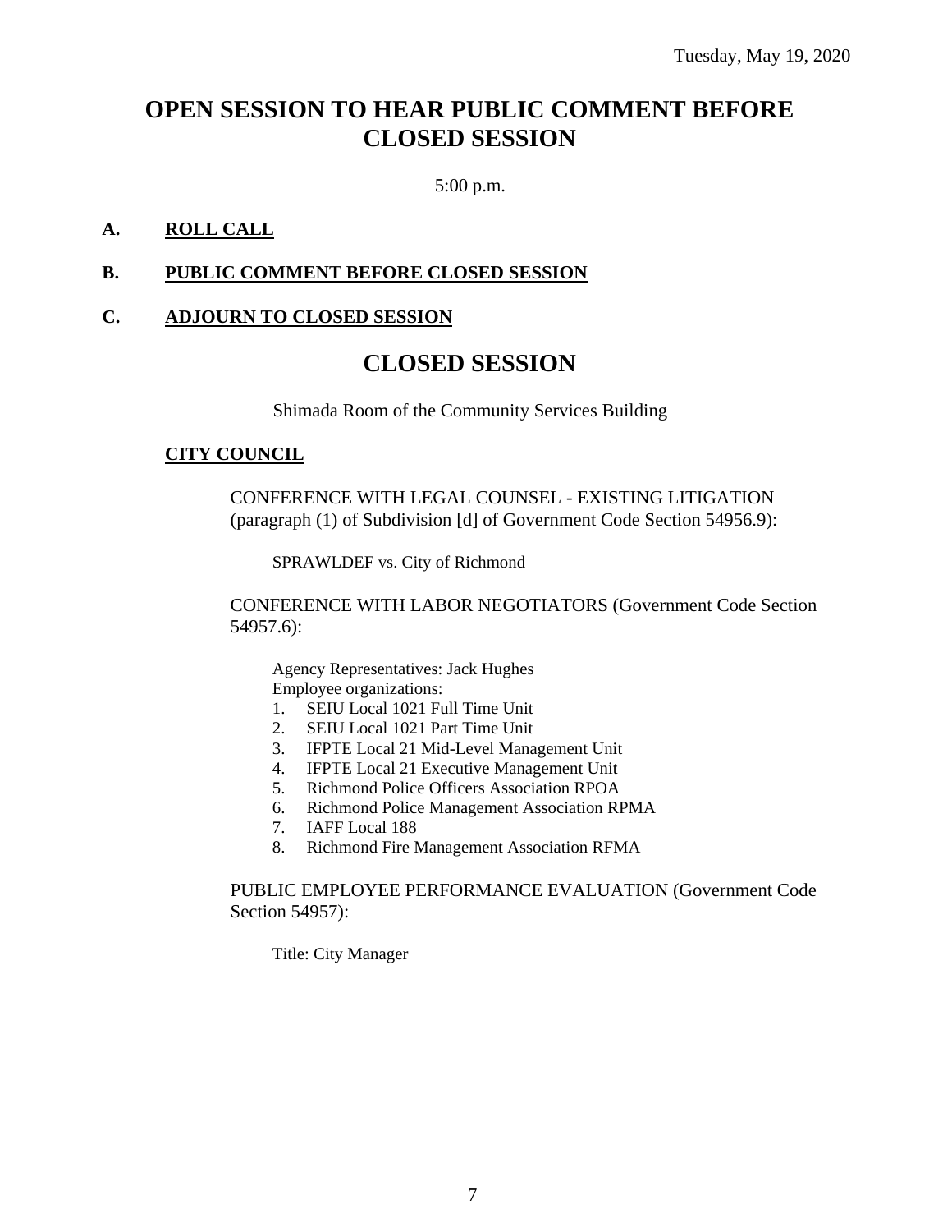Tuesday, May 19, 2020

# OPEN SESSION TO HEAR PUBLIC COMMENT BEFORE CLOSED SESSION

5:00 p.m.

**A. ROLL CALL**

**B. PUBLIC COMMENT BEFORE CLOSED SESSION**

**C. ADJOURN TO CLOSED SESSION**

# CLOSED SESSION

Shimada Room of the Community Services Building

**CITY COUNCIL**

CONFERENCE WITH LEGAL COUNSEL - EXISTING LITIGATION (paragraph (1) of Subdivision [d] of Government Code Section 54956.9):

SPRAWLDEF vs. City of Richmond

CONFERENCE WITH LABOR NEGOTIATORS (Government Code Section 54957.6):

Agency Representatives: Jack Hughes
Employee organizations:

1. SEIU Local 1021 Full Time Unit
2. SEIU Local 1021 Part Time Unit
3. IFPTE Local 21 Mid-Level Management Unit
4. IFPTE Local 21 Executive Management Unit
5. Richmond Police Officers Association RPOA
6. Richmond Police Management Association RPMA
7. IAFF Local 188
8. Richmond Fire Management Association RFMA

PUBLIC EMPLOYEE PERFORMANCE EVALUATION (Government Code Section 54957):

Title: City Manager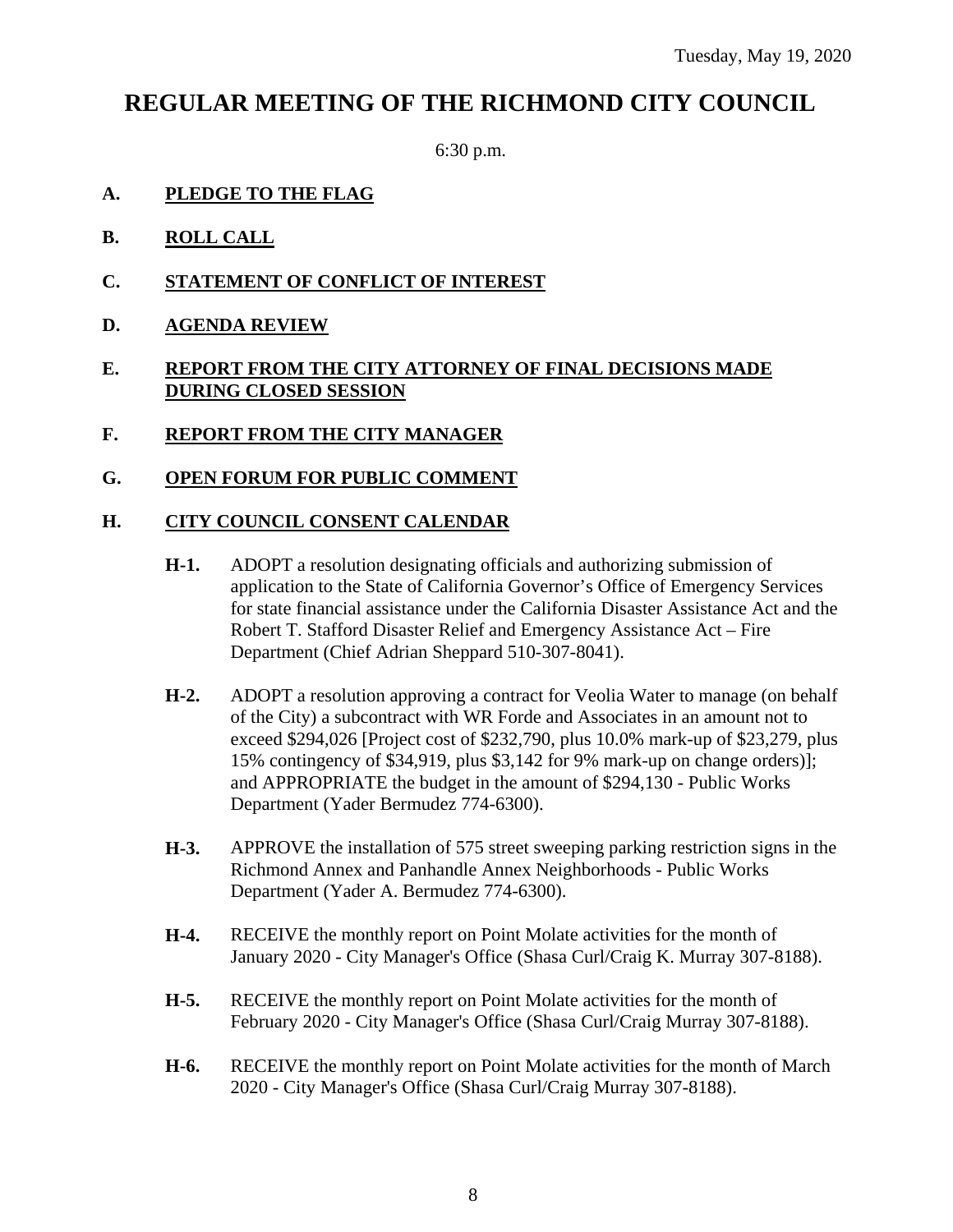Tuesday, May 19, 2020

# REGULAR MEETING OF THE RICHMOND CITY COUNCIL

6:30 p.m.

**A. PLEDGE TO THE FLAG**

**B. ROLL CALL**

**C. STATEMENT OF CONFLICT OF INTEREST**

**D. AGENDA REVIEW**

**E. REPORT FROM THE CITY ATTORNEY OF FINAL DECISIONS MADE DURING CLOSED SESSION**

**F. REPORT FROM THE CITY MANAGER**

**G. OPEN FORUM FOR PUBLIC COMMENT**

**H. CITY COUNCIL CONSENT CALENDAR**

**H-1.** ADOPT a resolution designating officials and authorizing submission of application to the State of California Governor's Office of Emergency Services for state financial assistance under the California Disaster Assistance Act and the Robert T. Stafford Disaster Relief and Emergency Assistance Act – Fire Department (Chief Adrian Sheppard 510-307-8041).

**H-2.** ADOPT a resolution approving a contract for Veolia Water to manage (on behalf of the City) a subcontract with WR Forde and Associates in an amount not to exceed $294,026 [Project cost of $232,790, plus 10.0% mark-up of $23,279, plus 15% contingency of $34,919, plus $3,142 for 9% mark-up on change orders)]; and APPROPRIATE the budget in the amount of $294,130 - Public Works Department (Yader Bermudez 774-6300).

**H-3.** APPROVE the installation of 575 street sweeping parking restriction signs in the Richmond Annex and Panhandle Annex Neighborhoods - Public Works Department (Yader A. Bermudez 774-6300).

**H-4.** RECEIVE the monthly report on Point Molate activities for the month of January 2020 - City Manager's Office (Shasa Curl/Craig K. Murray 307-8188).

**H-5.** RECEIVE the monthly report on Point Molate activities for the month of February 2020 - City Manager's Office (Shasa Curl/Craig Murray 307-8188).

**H-6.** RECEIVE the monthly report on Point Molate activities for the month of March 2020 - City Manager's Office (Shasa Curl/Craig Murray 307-8188).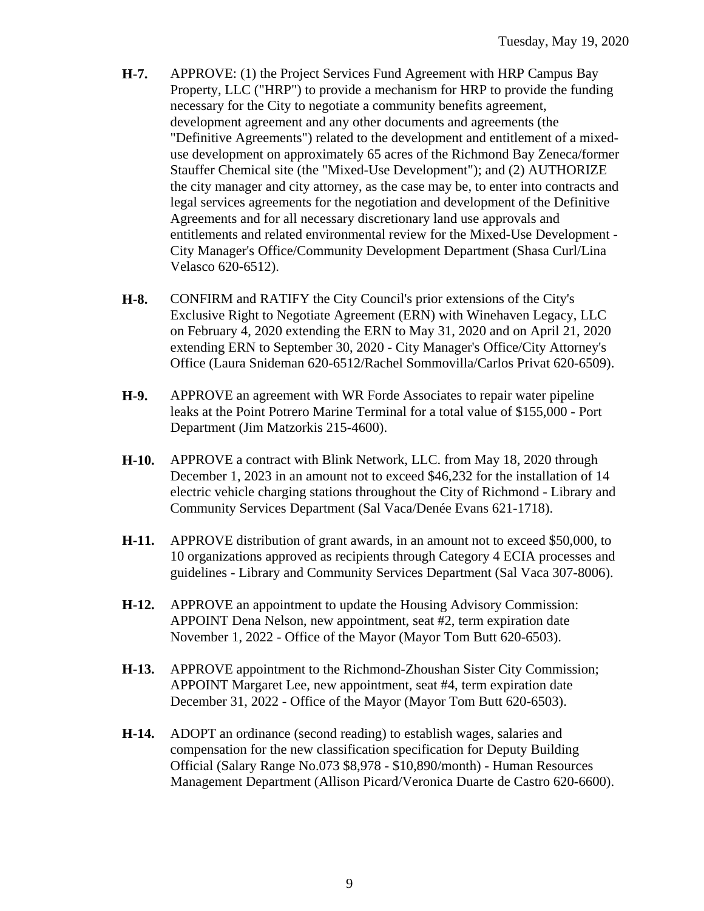**H-7.** APPROVE: (1) the Project Services Fund Agreement with HRP Campus Bay Property, LLC ("HRP") to provide a mechanism for HRP to provide the funding necessary for the City to negotiate a community benefits agreement, development agreement and any other documents and agreements (the "Definitive Agreements") related to the development and entitlement of a mixed-use development on approximately 65 acres of the Richmond Bay Zeneca/former Stauffer Chemical site (the "Mixed-Use Development"); and (2) AUTHORIZE the city manager and city attorney, as the case may be, to enter into contracts and legal services agreements for the negotiation and development of the Definitive Agreements and for all necessary discretionary land use approvals and entitlements and related environmental review for the Mixed-Use Development - City Manager's Office/Community Development Department (Shasa Curl/Lina Velasco 620-6512).

**H-8.** CONFIRM and RATIFY the City Council's prior extensions of the City's Exclusive Right to Negotiate Agreement (ERN) with Winehaven Legacy, LLC on February 4, 2020 extending the ERN to May 31, 2020 and on April 21, 2020 extending ERN to September 30, 2020 - City Manager's Office/City Attorney's Office (Laura Snideman 620-6512/Rachel Sommovilla/Carlos Privat 620-6509).

**H-9.** APPROVE an agreement with WR Forde Associates to repair water pipeline leaks at the Point Potrero Marine Terminal for a total value of $155,000 - Port Department (Jim Matzorkis 215-4600).

**H-10.** APPROVE a contract with Blink Network, LLC. from May 18, 2020 through December 1, 2023 in an amount not to exceed $46,232 for the installation of 14 electric vehicle charging stations throughout the City of Richmond - Library and Community Services Department (Sal Vaca/Denée Evans 621-1718).

**H-11.** APPROVE distribution of grant awards, in an amount not to exceed $50,000, to 10 organizations approved as recipients through Category 4 ECIA processes and guidelines - Library and Community Services Department (Sal Vaca 307-8006).

**H-12.** APPROVE an appointment to update the Housing Advisory Commission: APPOINT Dena Nelson, new appointment, seat #2, term expiration date November 1, 2022 - Office of the Mayor (Mayor Tom Butt 620-6503).

**H-13.** APPROVE appointment to the Richmond-Zhoushan Sister City Commission; APPOINT Margaret Lee, new appointment, seat #4, term expiration date December 31, 2022 - Office of the Mayor (Mayor Tom Butt 620-6503).

**H-14.** ADOPT an ordinance (second reading) to establish wages, salaries and compensation for the new classification specification for Deputy Building Official (Salary Range No.073 $8,978 - $10,890/month) - Human Resources Management Department (Allison Picard/Veronica Duarte de Castro 620-6600).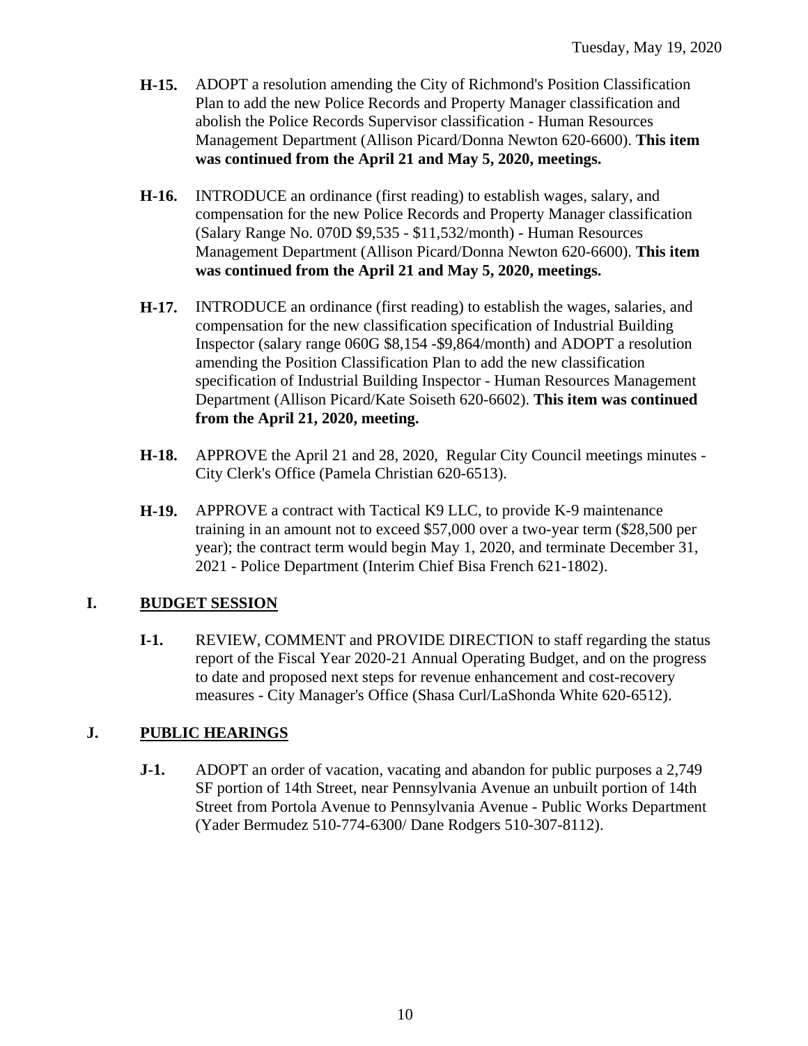- **H-15.** ADOPT a resolution amending the City of Richmond's Position Classification Plan to add the new Police Records and Property Manager classification and abolish the Police Records Supervisor classification - Human Resources Management Department (Allison Picard/Donna Newton 620-6600). **This item was continued from the April 21 and May 5, 2020, meetings.**

- **H-16.** INTRODUCE an ordinance (first reading) to establish wages, salary, and compensation for the new Police Records and Property Manager classification (Salary Range No. 070D $9,535 - $11,532/month) - Human Resources Management Department (Allison Picard/Donna Newton 620-6600). **This item was continued from the April 21 and May 5, 2020, meetings.**

- **H-17.** INTRODUCE an ordinance (first reading) to establish the wages, salaries, and compensation for the new classification specification of Industrial Building Inspector (salary range 060G $8,154 -$9,864/month) and ADOPT a resolution amending the Position Classification Plan to add the new classification specification of Industrial Building Inspector - Human Resources Management Department (Allison Picard/Kate Soiseth 620-6602). **This item was continued from the April 21, 2020, meeting.**

- **H-18.** APPROVE the April 21 and 28, 2020, Regular City Council meetings minutes - City Clerk's Office (Pamela Christian 620-6513).

- **H-19.** APPROVE a contract with Tactical K9 LLC, to provide K-9 maintenance training in an amount not to exceed $57,000 over a two-year term ($28,500 per year); the contract term would begin May 1, 2020, and terminate December 31, 2021 - Police Department (Interim Chief Bisa French 621-1802).

## I. BUDGET SESSION

- **I-1.** REVIEW, COMMENT and PROVIDE DIRECTION to staff regarding the status report of the Fiscal Year 2020-21 Annual Operating Budget, and on the progress to date and proposed next steps for revenue enhancement and cost-recovery measures - City Manager's Office (Shasa Curl/LaShonda White 620-6512).

## J. PUBLIC HEARINGS

- **J-1.** ADOPT an order of vacation, vacating and abandon for public purposes a 2,749 SF portion of 14th Street, near Pennsylvania Avenue an unbuilt portion of 14th Street from Portola Avenue to Pennsylvania Avenue - Public Works Department (Yader Bermudez 510-774-6300/ Dane Rodgers 510-307-8112).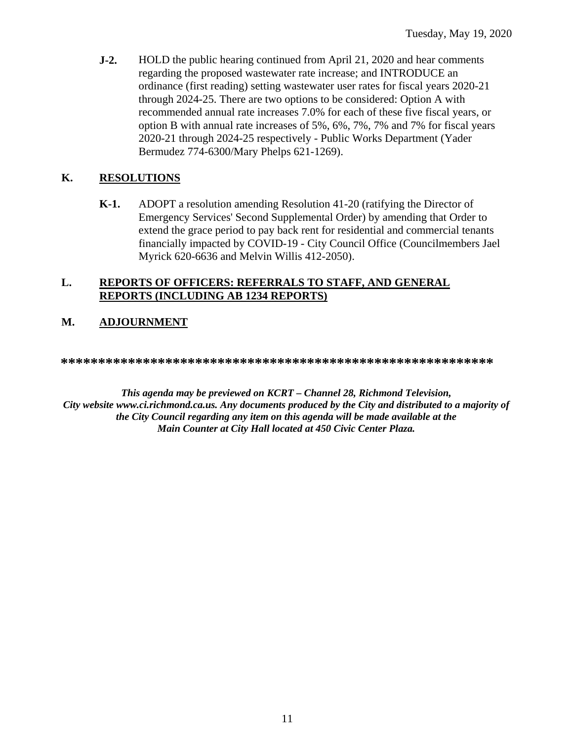**J-2.** HOLD the public hearing continued from April 21, 2020 and hear comments regarding the proposed wastewater rate increase; and INTRODUCE an ordinance (first reading) setting wastewater user rates for fiscal years 2020-21 through 2024-25. There are two options to be considered: Option A with recommended annual rate increases 7.0% for each of these five fiscal years, or option B with annual rate increases of 5%, 6%, 7%, 7% and 7% for fiscal years 2020-21 through 2024-25 respectively - Public Works Department (Yader Bermudez 774-6300/Mary Phelps 621-1269).

## K. RESOLUTIONS

**K-1.** ADOPT a resolution amending Resolution 41-20 (ratifying the Director of Emergency Services' Second Supplemental Order) by amending that Order to extend the grace period to pay back rent for residential and commercial tenants financially impacted by COVID-19 - City Council Office (Councilmembers Jael Myrick 620-6636 and Melvin Willis 412-2050).

## L. REPORTS OF OFFICERS: REFERRALS TO STAFF, AND GENERAL REPORTS (INCLUDING AB 1234 REPORTS)

## M. ADJOURNMENT

**\*\*\*\*\*\*\*\*\*\*\*\*\*\*\*\*\*\*\*\*\*\*\*\*\*\*\*\*\*\*\*\*\*\*\*\*\*\*\*\*\*\*\*\*\*\*\*\*\*\*\*\*\*\*\*\*\*\*\*\***

***This agenda may be previewed on KCRT – Channel 28, Richmond Television, City website www.ci.richmond.ca.us. Any documents produced by the City and distributed to a majority of the City Council regarding any item on this agenda will be made available at the Main Counter at City Hall located at 450 Civic Center Plaza.***